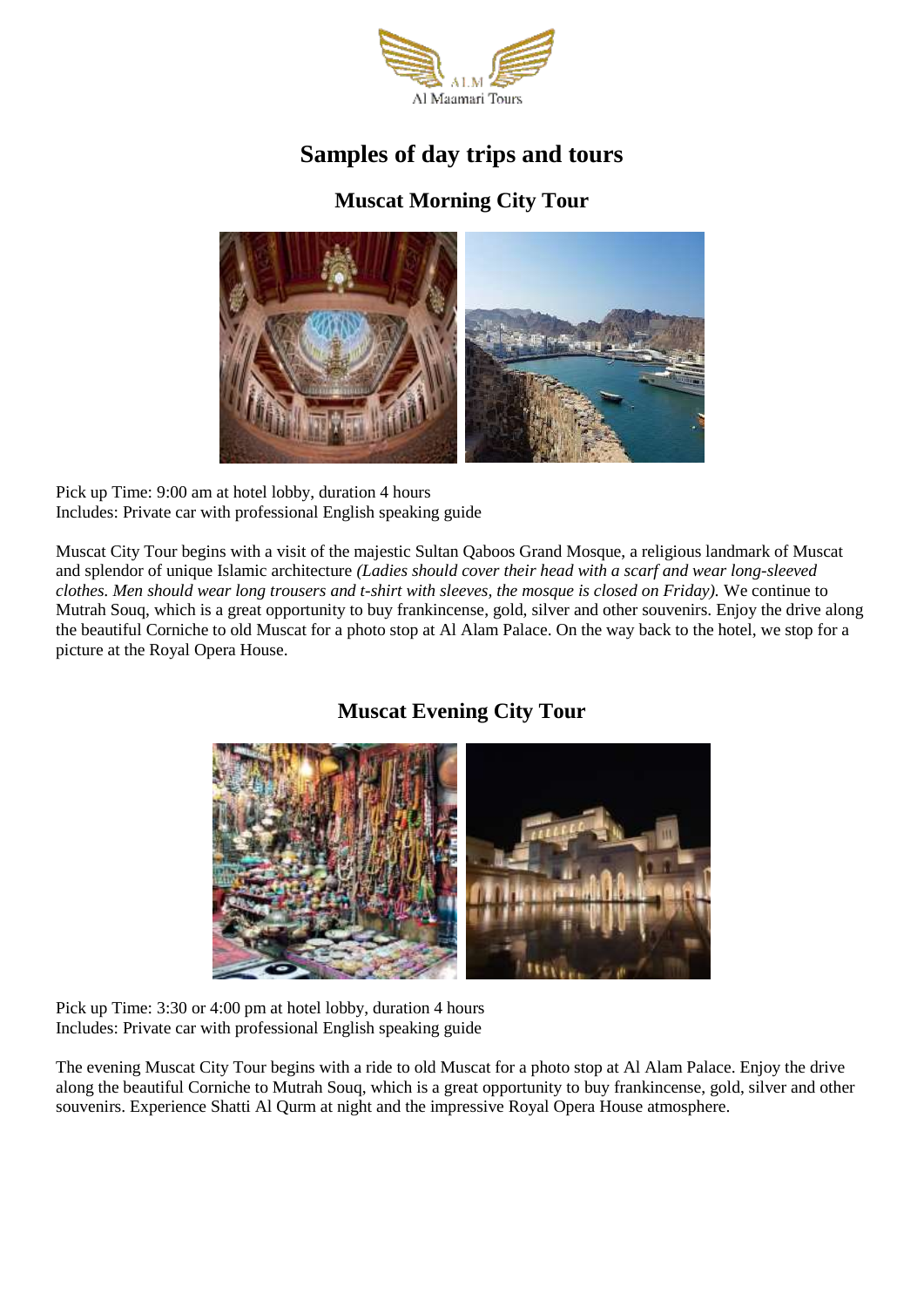ALM
Al Maamari Tours

# Samples of day trips and tours

## Muscat Morning City Tour

Pick up Time: 9:00 am at hotel lobby, duration 4 hours
Includes: Private car with professional English speaking guide

Muscat City Tour begins with a visit of the majestic Sultan Qaboos Grand Mosque, a religious landmark of Muscat and splendor of unique Islamic architecture *(Ladies should cover their head with a scarf and wear long-sleeved clothes. Men should wear long trousers and t-shirt with sleeves, the mosque is closed on Friday).* We continue to Mutrah Souq, which is a great opportunity to buy frankincense, gold, silver and other souvenirs. Enjoy the drive along the beautiful Corniche to old Muscat for a photo stop at Al Alam Palace. On the way back to the hotel, we stop for a picture at the Royal Opera House.

## Muscat Evening City Tour

Pick up Time: 3:30 or 4:00 pm at hotel lobby, duration 4 hours
Includes: Private car with professional English speaking guide

The evening Muscat City Tour begins with a ride to old Muscat for a photo stop at Al Alam Palace. Enjoy the drive along the beautiful Corniche to Mutrah Souq, which is a great opportunity to buy frankincense, gold, silver and other souvenirs. Experience Shatti Al Qurm at night and the impressive Royal Opera House atmosphere.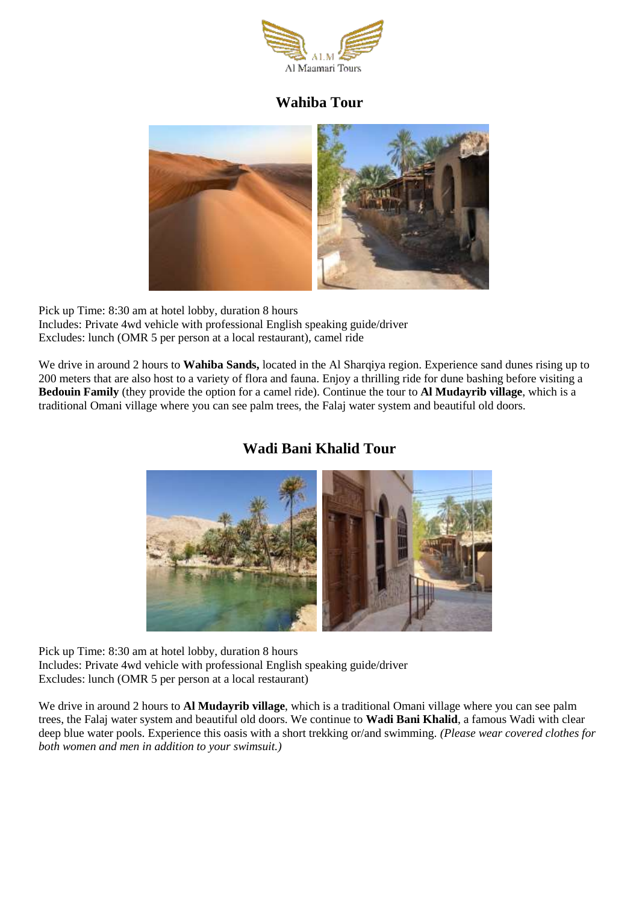## Wahiba Tour

Pick up Time: 8:30 am at hotel lobby, duration 8 hours
Includes: Private 4wd vehicle with professional English speaking guide/driver
Excludes: lunch (OMR 5 per person at a local restaurant), camel ride

We drive in around 2 hours to **Wahiba Sands,** located in the Al Sharqiya region. Experience sand dunes rising up to 200 meters that are also host to a variety of flora and fauna. Enjoy a thrilling ride for dune bashing before visiting a **Bedouin Family** (they provide the option for a camel ride). Continue the tour to **Al Mudayrib village**, which is a traditional Omani village where you can see palm trees, the Falaj water system and beautiful old doors.

## Wadi Bani Khalid Tour

Pick up Time: 8:30 am at hotel lobby, duration 8 hours
Includes: Private 4wd vehicle with professional English speaking guide/driver
Excludes: lunch (OMR 5 per person at a local restaurant)

We drive in around 2 hours to **Al Mudayrib village**, which is a traditional Omani village where you can see palm trees, the Falaj water system and beautiful old doors. We continue to **Wadi Bani Khalid**, a famous Wadi with clear deep blue water pools. Experience this oasis with a short trekking or/and swimming. *(Please wear covered clothes for both women and men in addition to your swimsuit.)*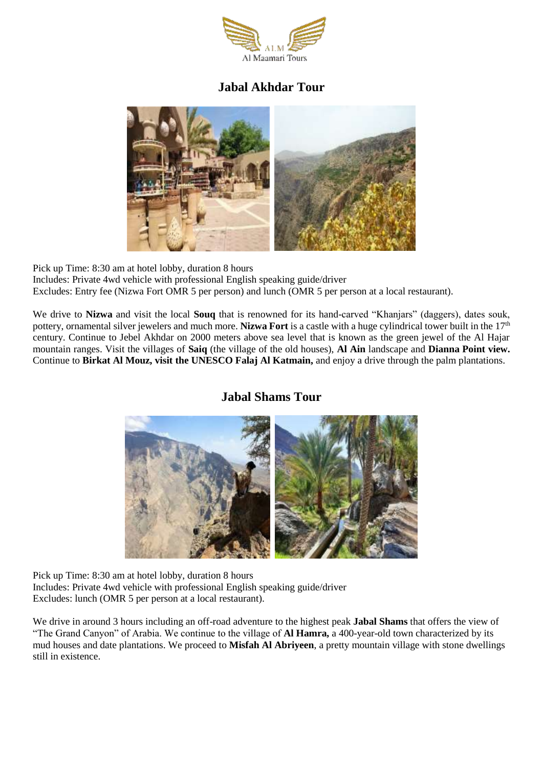ALM
Al Maamari Tours

## Jabal Akhdar Tour

Pick up Time: 8:30 am at hotel lobby, duration 8 hours
Includes: Private 4wd vehicle with professional English speaking guide/driver
Excludes: Entry fee (Nizwa Fort OMR 5 per person) and lunch (OMR 5 per person at a local restaurant).

We drive to **Nizwa** and visit the local **Souq** that is renowned for its hand-carved "Khanjars" (daggers), dates souk, pottery, ornamental silver jewelers and much more. **Nizwa Fort** is a castle with a huge cylindrical tower built in the 17th century. Continue to Jebel Akhdar on 2000 meters above sea level that is known as the green jewel of the Al Hajar mountain ranges. Visit the villages of **Saiq** (the village of the old houses), **Al Ain** landscape and **Dianna Point view.** Continue to **Birkat Al Mouz, visit the UNESCO Falaj Al Katmain,** and enjoy a drive through the palm plantations.

## Jabal Shams Tour

Pick up Time: 8:30 am at hotel lobby, duration 8 hours
Includes: Private 4wd vehicle with professional English speaking guide/driver
Excludes: lunch (OMR 5 per person at a local restaurant).

We drive in around 3 hours including an off-road adventure to the highest peak **Jabal Shams** that offers the view of "The Grand Canyon" of Arabia. We continue to the village of **Al Hamra,** a 400-year-old town characterized by its mud houses and date plantations. We proceed to **Misfah Al Abriyeen**, a pretty mountain village with stone dwellings still in existence.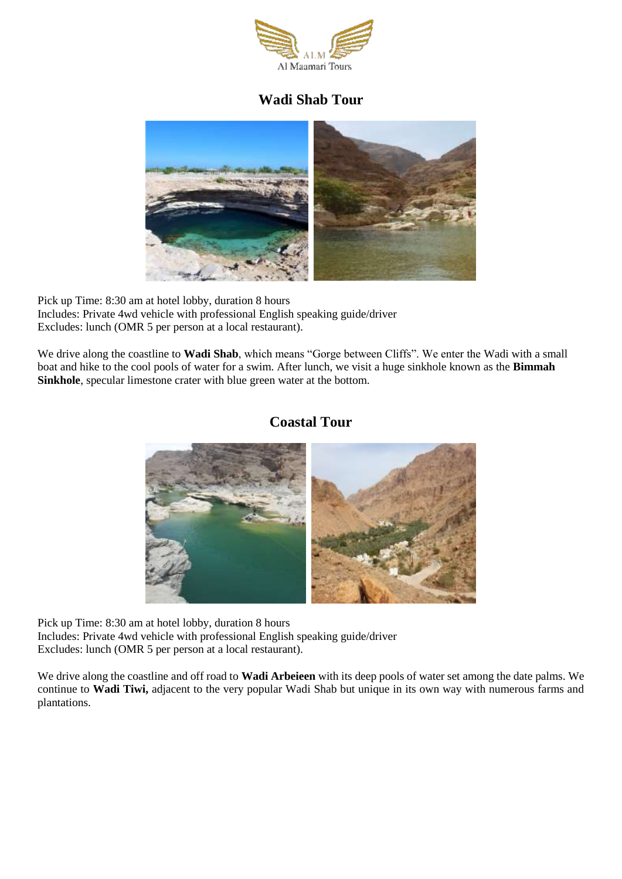## Wadi Shab Tour

Pick up Time: 8:30 am at hotel lobby, duration 8 hours
Includes: Private 4wd vehicle with professional English speaking guide/driver
Excludes: lunch (OMR 5 per person at a local restaurant).

We drive along the coastline to **Wadi Shab**, which means "Gorge between Cliffs". We enter the Wadi with a small boat and hike to the cool pools of water for a swim. After lunch, we visit a huge sinkhole known as the **Bimmah Sinkhole**, specular limestone crater with blue green water at the bottom.

## Coastal Tour

Pick up Time: 8:30 am at hotel lobby, duration 8 hours
Includes: Private 4wd vehicle with professional English speaking guide/driver
Excludes: lunch (OMR 5 per person at a local restaurant).

We drive along the coastline and off road to **Wadi Arbeieen** with its deep pools of water set among the date palms. We continue to **Wadi Tiwi,** adjacent to the very popular Wadi Shab but unique in its own way with numerous farms and plantations.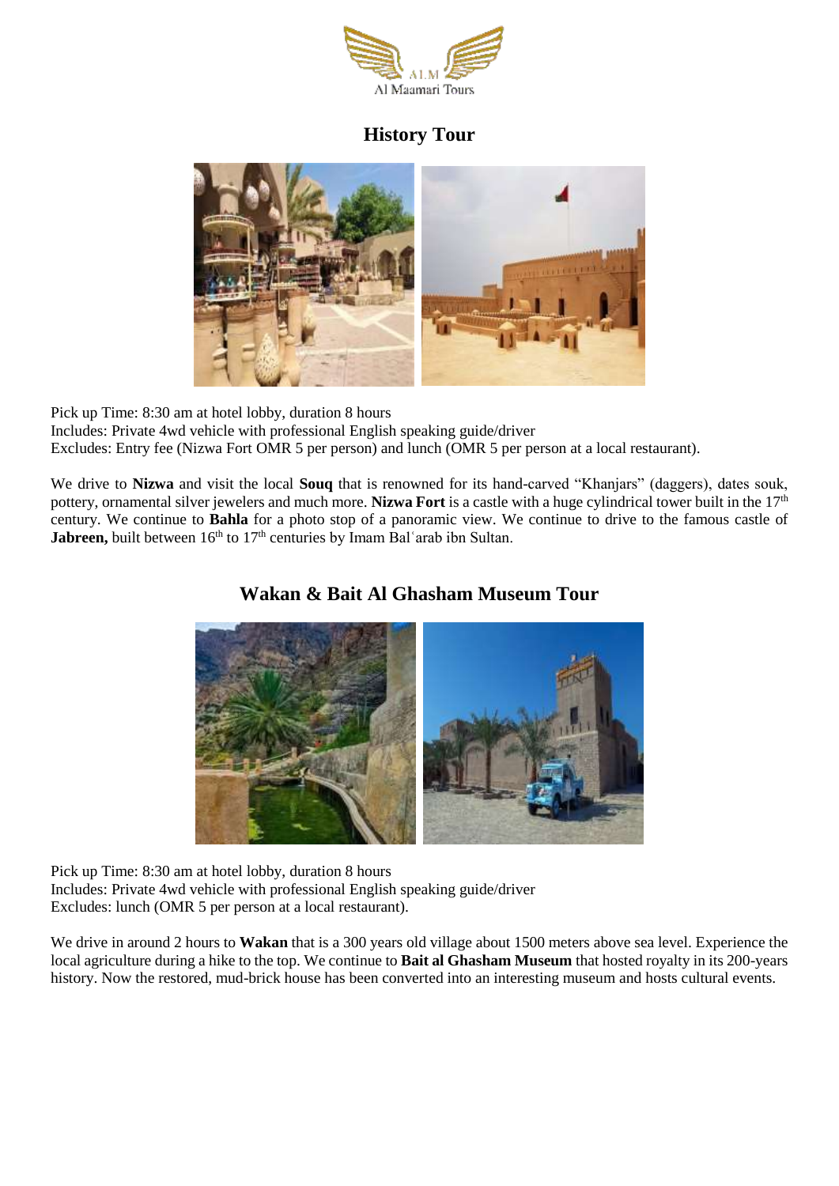ALM
Al Maamari Tours

## History Tour

Pick up Time: 8:30 am at hotel lobby, duration 8 hours
Includes: Private 4wd vehicle with professional English speaking guide/driver
Excludes: Entry fee (Nizwa Fort OMR 5 per person) and lunch (OMR 5 per person at a local restaurant).

We drive to **Nizwa** and visit the local **Souq** that is renowned for its hand-carved "Khanjars" (daggers), dates souk, pottery, ornamental silver jewelers and much more. **Nizwa Fort** is a castle with a huge cylindrical tower built in the 17th century. We continue to **Bahla** for a photo stop of a panoramic view. We continue to drive to the famous castle of **Jabreen,** built between 16th to 17th centuries by Imam Balʿarab ibn Sultan.

## Wakan & Bait Al Ghasham Museum Tour

Pick up Time: 8:30 am at hotel lobby, duration 8 hours
Includes: Private 4wd vehicle with professional English speaking guide/driver
Excludes: lunch (OMR 5 per person at a local restaurant).

We drive in around 2 hours to **Wakan** that is a 300 years old village about 1500 meters above sea level. Experience the local agriculture during a hike to the top. We continue to **Bait al Ghasham Museum** that hosted royalty in its 200-years history. Now the restored, mud-brick house has been converted into an interesting museum and hosts cultural events.